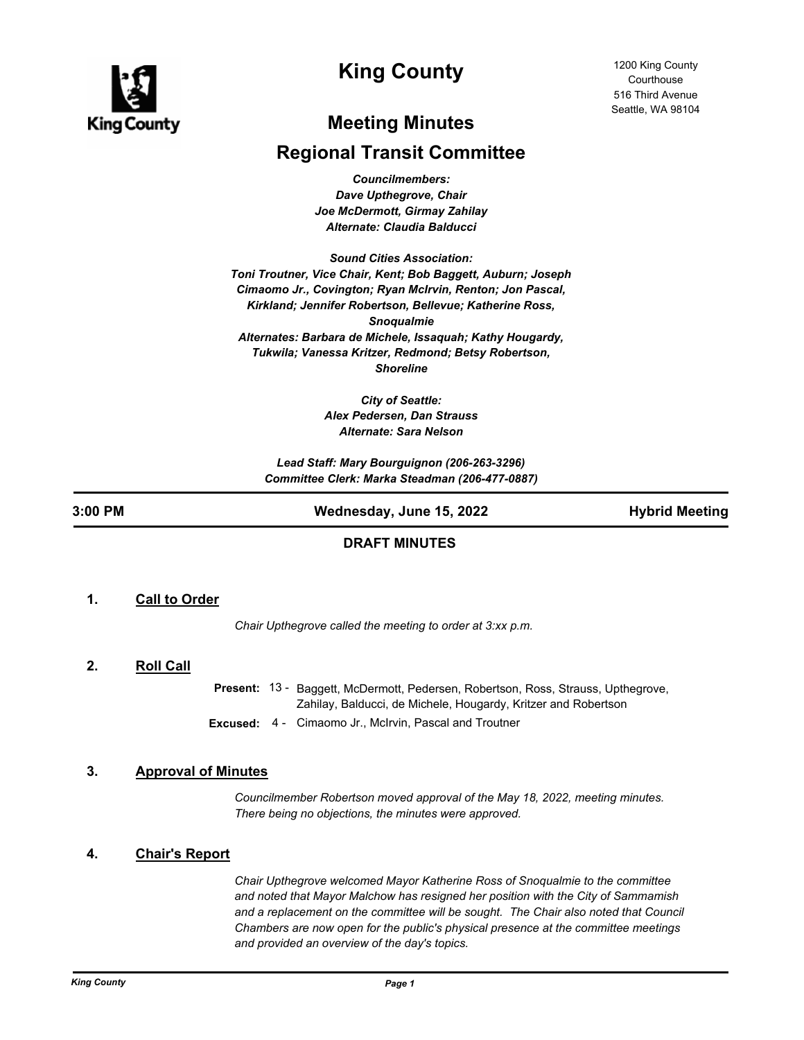# King County

1200 King County Courthouse
516 Third Avenue
Seattle, WA 98104

## Meeting Minutes

## Regional Transit Committee

*Councilmembers:*
*Dave Upthegrove, Chair*
*Joe McDermott, Girmay Zahilay*
*Alternate: Claudia Balducci*

*Sound Cities Association:*
*Toni Troutner, Vice Chair, Kent; Bob Baggett, Auburn; Joseph Cimaomo Jr., Covington; Ryan McIrvin, Renton; Jon Pascal, Kirkland; Jennifer Robertson, Bellevue; Katherine Ross, Snoqualmie*
*Alternates: Barbara de Michele, Issaquah; Kathy Hougardy, Tukwila; Vanessa Kritzer, Redmond; Betsy Robertson, Shoreline*

*City of Seattle:*
*Alex Pedersen, Dan Strauss*
*Alternate: Sara Nelson*

*Lead Staff: Mary Bourguignon (206-263-3296)*
*Committee Clerk: Marka Steadman (206-477-0887)*

**3:00 PM** | **Wednesday, June 15, 2022** | **Hybrid Meeting**

**DRAFT MINUTES**

### 1. Call to Order

*Chair Upthegrove called the meeting to order at 3:xx p.m.*

### 2. Roll Call

**Present:** 13 - Baggett, McDermott, Pedersen, Robertson, Ross, Strauss, Upthegrove, Zahilay, Balducci, de Michele, Hougardy, Kritzer and Robertson

**Excused:** 4 - Cimaomo Jr., McIrvin, Pascal and Troutner

### 3. Approval of Minutes

*Councilmember Robertson moved approval of the May 18, 2022, meeting minutes. There being no objections, the minutes were approved.*

### 4. Chair's Report

*Chair Upthegrove welcomed Mayor Katherine Ross of Snoqualmie to the committee and noted that Mayor Malchow has resigned her position with the City of Sammamish and a replacement on the committee will be sought. The Chair also noted that Council Chambers are now open for the public's physical presence at the committee meetings and provided an overview of the day's topics.*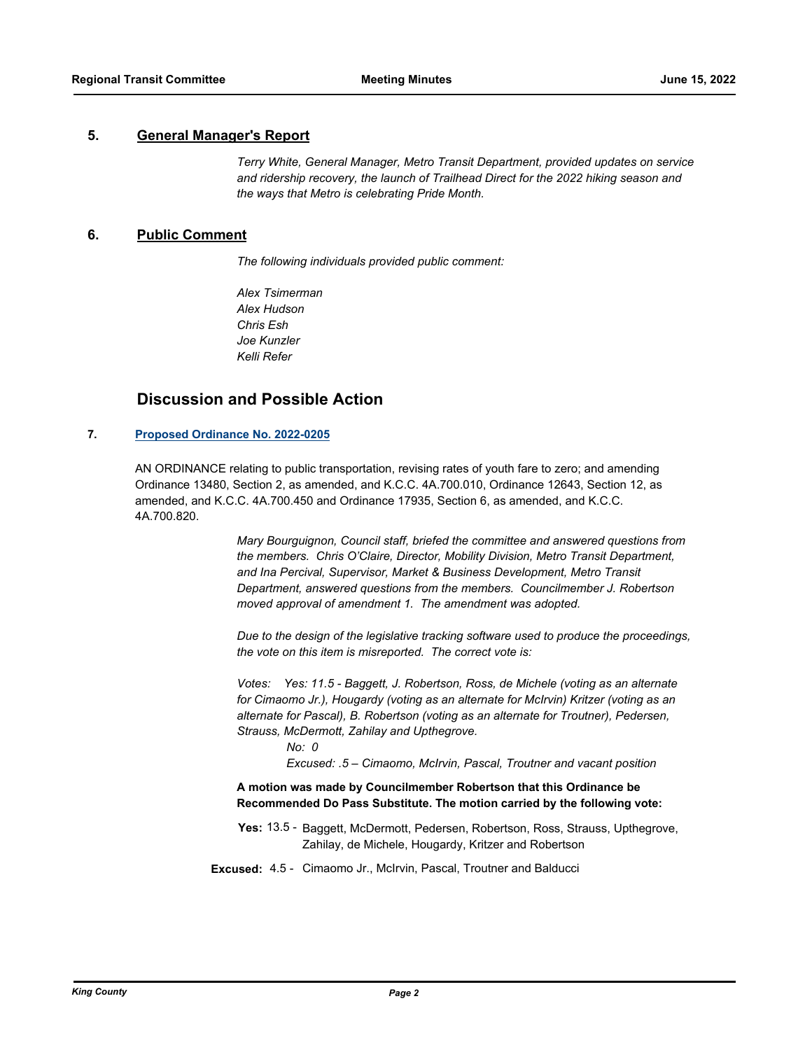## 5. General Manager's Report

*Terry White, General Manager, Metro Transit Department, provided updates on service and ridership recovery, the launch of Trailhead Direct for the 2022 hiking season and the ways that Metro is celebrating Pride Month.*

## 6. Public Comment

*The following individuals provided public comment:*

*Alex Tsimerman*
*Alex Hudson*
*Chris Esh*
*Joe Kunzler*
*Kelli Refer*

# Discussion and Possible Action

### 7. Proposed Ordinance No. 2022-0205

AN ORDINANCE relating to public transportation, revising rates of youth fare to zero; and amending Ordinance 13480, Section 2, as amended, and K.C.C. 4A.700.010, Ordinance 12643, Section 12, as amended, and K.C.C. 4A.700.450 and Ordinance 17935, Section 6, as amended, and K.C.C. 4A.700.820.

*Mary Bourguignon, Council staff, briefed the committee and answered questions from the members. Chris O'Claire, Director, Mobility Division, Metro Transit Department, and Ina Percival, Supervisor, Market & Business Development, Metro Transit Department, answered questions from the members. Councilmember J. Robertson moved approval of amendment 1. The amendment was adopted.*

*Due to the design of the legislative tracking software used to produce the proceedings, the vote on this item is misreported. The correct vote is:*

*Votes: Yes: 11.5 - Baggett, J. Robertson, Ross, de Michele (voting as an alternate for Cimaomo Jr.), Hougardy (voting as an alternate for McIrvin) Kritzer (voting as an alternate for Pascal), B. Robertson (voting as an alternate for Troutner), Pedersen, Strauss, McDermott, Zahilay and Upthegrove.*
*No: 0*
*Excused: .5 – Cimaomo, McIrvin, Pascal, Troutner and vacant position*

**A motion was made by Councilmember Robertson that this Ordinance be Recommended Do Pass Substitute. The motion carried by the following vote:**

**Yes:** 13.5 - Baggett, McDermott, Pedersen, Robertson, Ross, Strauss, Upthegrove, Zahilay, de Michele, Hougardy, Kritzer and Robertson

**Excused:** 4.5 - Cimaomo Jr., McIrvin, Pascal, Troutner and Balducci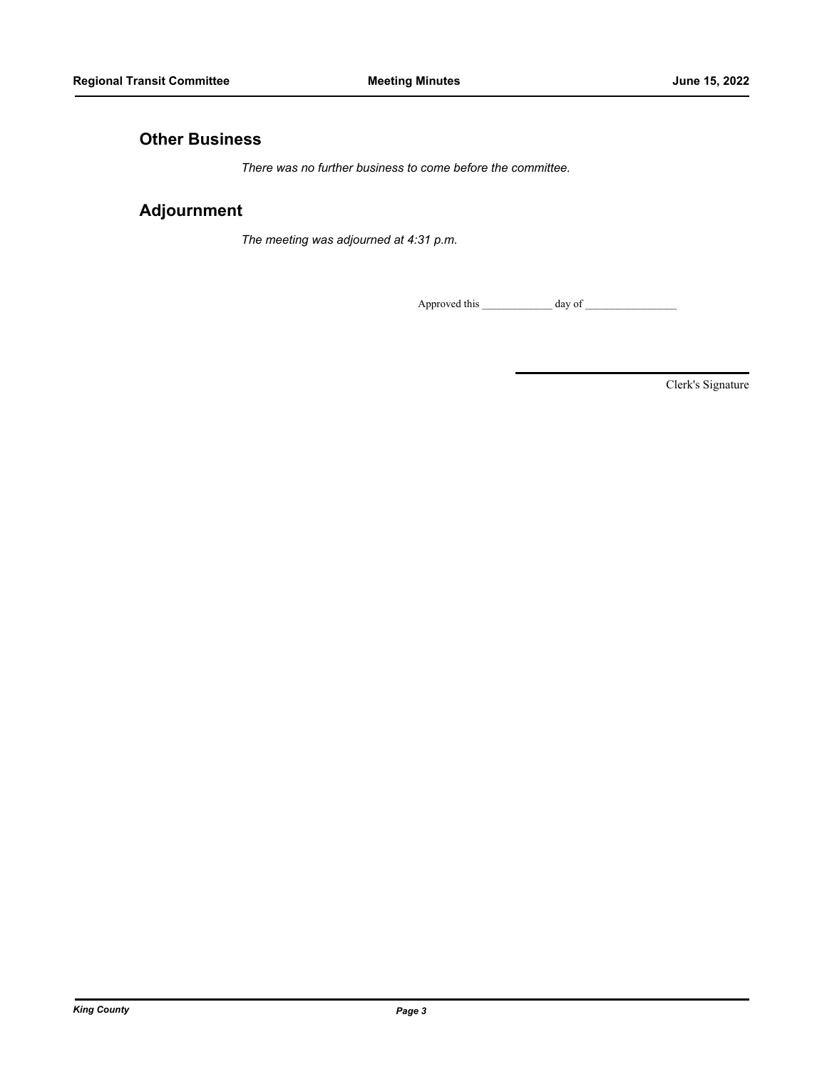## Other Business

*There was no further business to come before the committee.*

## Adjournment

*The meeting was adjourned at 4:31 p.m.*

Approved this _____________ day of _________________

Clerk's Signature